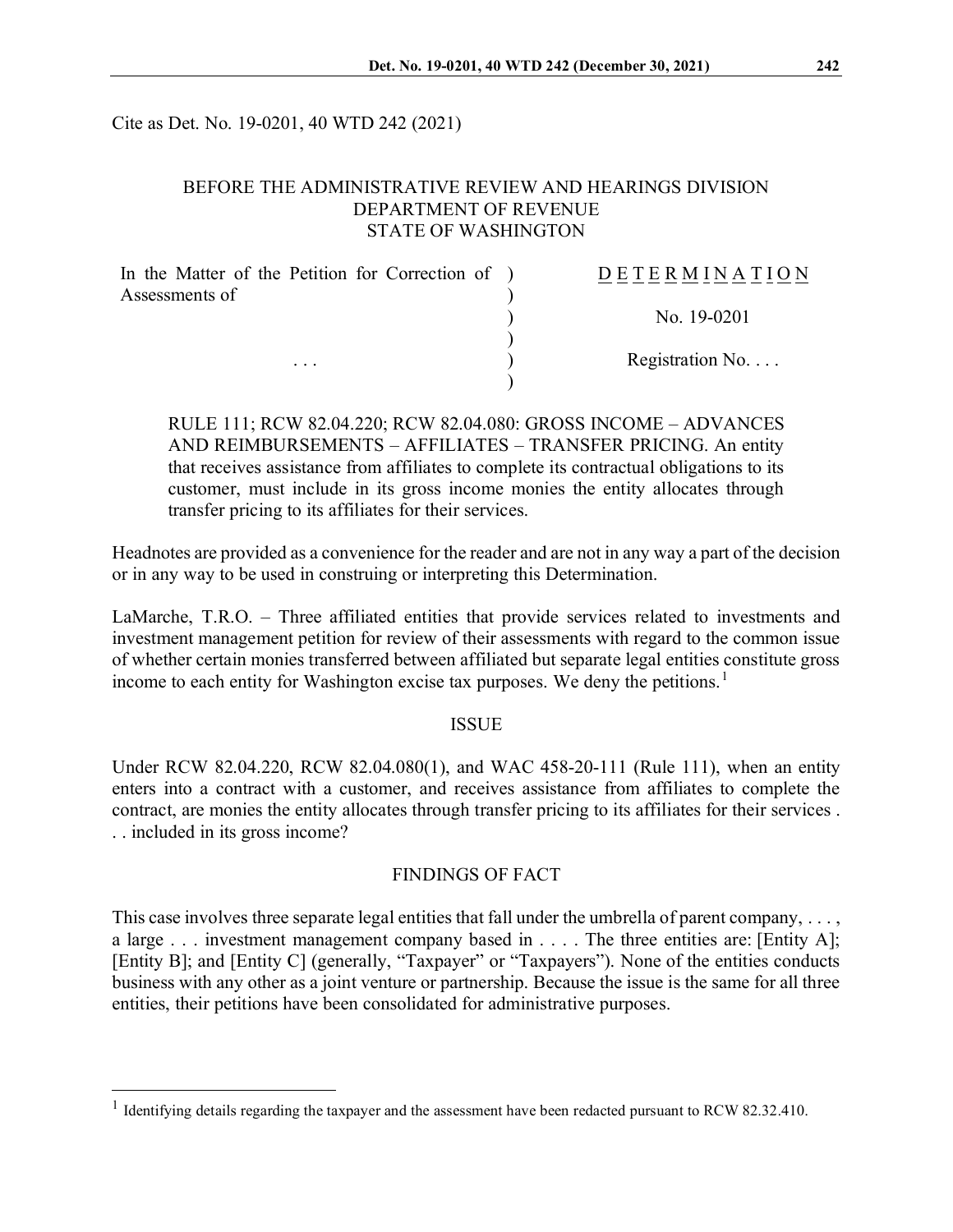Cite as Det. No. 19-0201, 40 WTD 242 (2021)

BEFORE THE ADMINISTRATIVE REVIEW AND HEARINGS DIVISION
DEPARTMENT OF REVENUE
STATE OF WASHINGTON

| | |
|---|---|
| In the Matter of the Petition for Correction of Assessments of | D E T E R M I N A T I O N |
| | No. 19-0201 |
| . . . | Registration No. . . . |

RULE 111; RCW 82.04.220; RCW 82.04.080: GROSS INCOME – ADVANCES AND REIMBURSEMENTS – AFFILIATES – TRANSFER PRICING. An entity that receives assistance from affiliates to complete its contractual obligations to its customer, must include in its gross income monies the entity allocates through transfer pricing to its affiliates for their services.

Headnotes are provided as a convenience for the reader and are not in any way a part of the decision or in any way to be used in construing or interpreting this Determination.

LaMarche, T.R.O. – Three affiliated entities that provide services related to investments and investment management petition for review of their assessments with regard to the common issue of whether certain monies transferred between affiliated but separate legal entities constitute gross income to each entity for Washington excise tax purposes. We deny the petitions.[1]

## ISSUE

Under RCW 82.04.220, RCW 82.04.080(1), and WAC 458-20-111 (Rule 111), when an entity enters into a contract with a customer, and receives assistance from affiliates to complete the contract, are monies the entity allocates through transfer pricing to its affiliates for their services . . . included in its gross income?

## FINDINGS OF FACT

This case involves three separate legal entities that fall under the umbrella of parent company, . . . , a large . . . investment management company based in . . . . The three entities are: [Entity A]; [Entity B]; and [Entity C] (generally, "Taxpayer" or "Taxpayers"). None of the entities conducts business with any other as a joint venture or partnership. Because the issue is the same for all three entities, their petitions have been consolidated for administrative purposes.

[1] Identifying details regarding the taxpayer and the assessment have been redacted pursuant to RCW 82.32.410.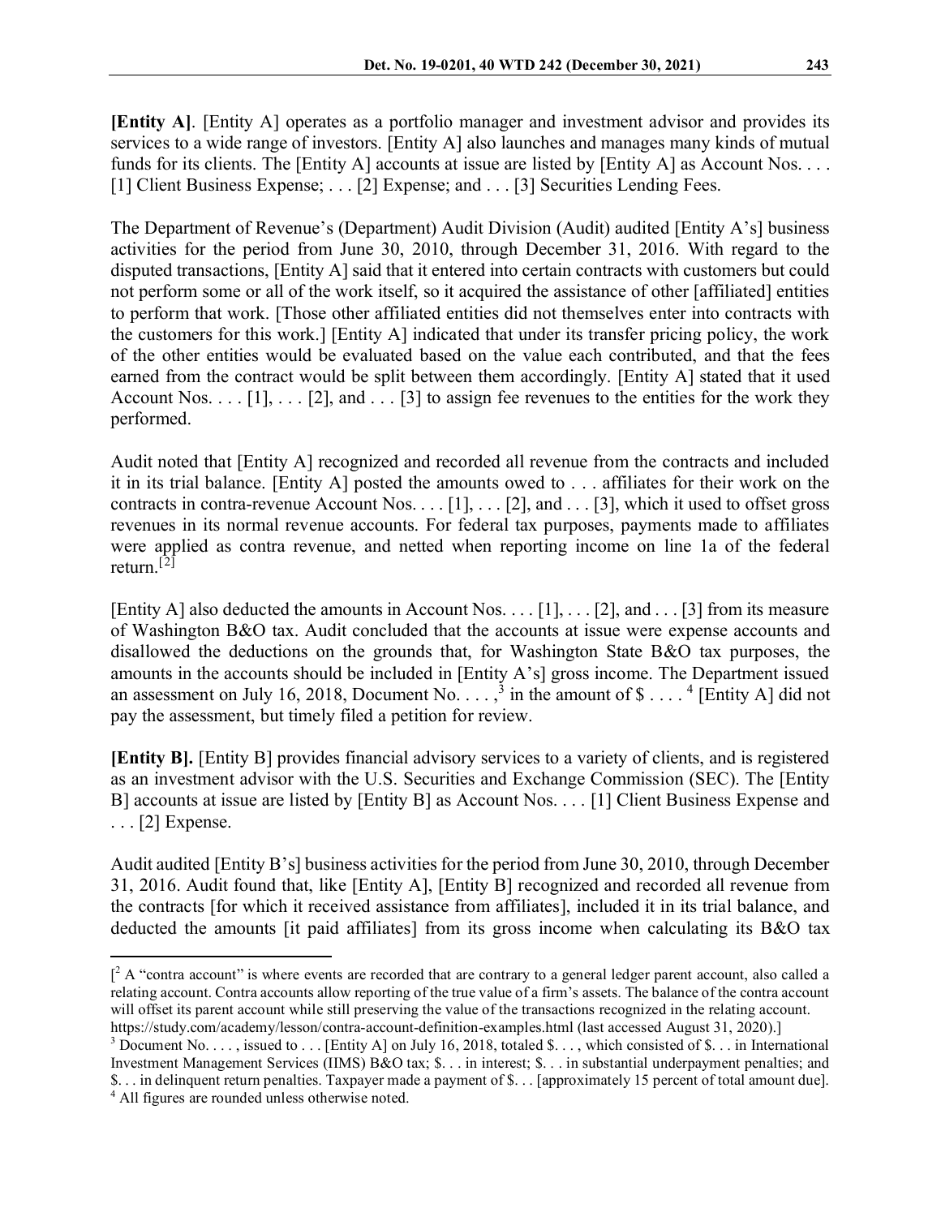**[Entity A]**. [Entity A] operates as a portfolio manager and investment advisor and provides its services to a wide range of investors. [Entity A] also launches and manages many kinds of mutual funds for its clients. The [Entity A] accounts at issue are listed by [Entity A] as Account Nos. . . . [1] Client Business Expense; . . . [2] Expense; and . . . [3] Securities Lending Fees.

The Department of Revenue's (Department) Audit Division (Audit) audited [Entity A's] business activities for the period from June 30, 2010, through December 31, 2016. With regard to the disputed transactions, [Entity A] said that it entered into certain contracts with customers but could not perform some or all of the work itself, so it acquired the assistance of other [affiliated] entities to perform that work. [Those other affiliated entities did not themselves enter into contracts with the customers for this work.] [Entity A] indicated that under its transfer pricing policy, the work of the other entities would be evaluated based on the value each contributed, and that the fees earned from the contract would be split between them accordingly. [Entity A] stated that it used Account Nos. . . . [1], . . . [2], and . . . [3] to assign fee revenues to the entities for the work they performed.

Audit noted that [Entity A] recognized and recorded all revenue from the contracts and included it in its trial balance. [Entity A] posted the amounts owed to . . . affiliates for their work on the contracts in contra-revenue Account Nos. . . . [1], . . . [2], and . . . [3], which it used to offset gross revenues in its normal revenue accounts. For federal tax purposes, payments made to affiliates were applied as contra revenue, and netted when reporting income on line 1a of the federal return.[2]

[Entity A] also deducted the amounts in Account Nos. . . . [1], . . . [2], and . . . [3] from its measure of Washington B&O tax. Audit concluded that the accounts at issue were expense accounts and disallowed the deductions on the grounds that, for Washington State B&O tax purposes, the amounts in the accounts should be included in [Entity A's] gross income. The Department issued an assessment on July 16, 2018, Document No. . . . ,[3] in the amount of $ . . . .[4] [Entity A] did not pay the assessment, but timely filed a petition for review.

**[Entity B].** [Entity B] provides financial advisory services to a variety of clients, and is registered as an investment advisor with the U.S. Securities and Exchange Commission (SEC). The [Entity B] accounts at issue are listed by [Entity B] as Account Nos. . . . [1] Client Business Expense and . . . [2] Expense.

Audit audited [Entity B's] business activities for the period from June 30, 2010, through December 31, 2016. Audit found that, like [Entity A], [Entity B] recognized and recorded all revenue from the contracts [for which it received assistance from affiliates], included it in its trial balance, and deducted the amounts [it paid affiliates] from its gross income when calculating its B&O tax

---

[[2] A "contra account" is where events are recorded that are contrary to a general ledger parent account, also called a relating account. Contra accounts allow reporting of the true value of a firm's assets. The balance of the contra account will offset its parent account while still preserving the value of the transactions recognized in the relating account. https://study.com/academy/lesson/contra-account-definition-examples.html (last accessed August 31, 2020).]

[3] Document No. . . . , issued to . . . [Entity A] on July 16, 2018, totaled $. . . , which consisted of $. . . in International Investment Management Services (IIMS) B&O tax; $. . . in interest; $. . . in substantial underpayment penalties; and $. . . in delinquent return penalties. Taxpayer made a payment of $. . . [approximately 15 percent of total amount due].

[4] All figures are rounded unless otherwise noted.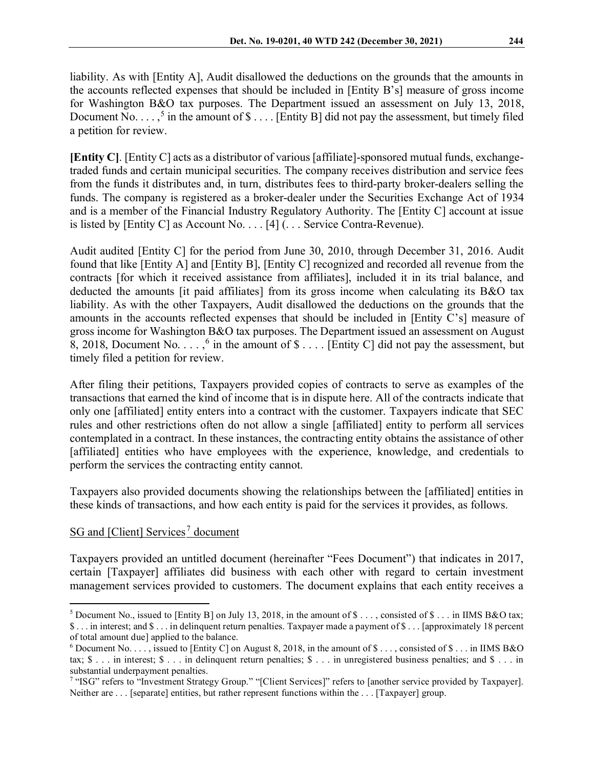liability. As with [Entity A], Audit disallowed the deductions on the grounds that the amounts in the accounts reflected expenses that should be included in [Entity B's] measure of gross income for Washington B&O tax purposes. The Department issued an assessment on July 13, 2018, Document No. . . . ,[5] in the amount of $ . . . . [Entity B] did not pay the assessment, but timely filed a petition for review.

**[Entity C]**. [Entity C] acts as a distributor of various [affiliate]-sponsored mutual funds, exchange-traded funds and certain municipal securities. The company receives distribution and service fees from the funds it distributes and, in turn, distributes fees to third-party broker-dealers selling the funds. The company is registered as a broker-dealer under the Securities Exchange Act of 1934 and is a member of the Financial Industry Regulatory Authority. The [Entity C] account at issue is listed by [Entity C] as Account No. . . . [4] (. . . Service Contra-Revenue).

Audit audited [Entity C] for the period from June 30, 2010, through December 31, 2016. Audit found that like [Entity A] and [Entity B], [Entity C] recognized and recorded all revenue from the contracts [for which it received assistance from affiliates], included it in its trial balance, and deducted the amounts [it paid affiliates] from its gross income when calculating its B&O tax liability. As with the other Taxpayers, Audit disallowed the deductions on the grounds that the amounts in the accounts reflected expenses that should be included in [Entity C's] measure of gross income for Washington B&O tax purposes. The Department issued an assessment on August 8, 2018, Document No. . . . ,[6] in the amount of $ . . . . [Entity C] did not pay the assessment, but timely filed a petition for review.

After filing their petitions, Taxpayers provided copies of contracts to serve as examples of the transactions that earned the kind of income that is in dispute here. All of the contracts indicate that only one [affiliated] entity enters into a contract with the customer. Taxpayers indicate that SEC rules and other restrictions often do not allow a single [affiliated] entity to perform all services contemplated in a contract. In these instances, the contracting entity obtains the assistance of other [affiliated] entities who have employees with the experience, knowledge, and credentials to perform the services the contracting entity cannot.

Taxpayers also provided documents showing the relationships between the [affiliated] entities in these kinds of transactions, and how each entity is paid for the services it provides, as follows.

SG and [Client] Services[7] document

Taxpayers provided an untitled document (hereinafter "Fees Document") that indicates in 2017, certain [Taxpayer] affiliates did business with each other with regard to certain investment management services provided to customers. The document explains that each entity receives a

---

[5] Document No., issued to [Entity B] on July 13, 2018, in the amount of $ . . . , consisted of $ . . . in IIMS B&O tax; $ . . . in interest; and $ . . . in delinquent return penalties. Taxpayer made a payment of $ . . . [approximately 18 percent of total amount due] applied to the balance.

[6] Document No. . . . , issued to [Entity C] on August 8, 2018, in the amount of $ . . . , consisted of $ . . . in IIMS B&O tax; $ . . . in interest; $ . . . in delinquent return penalties; $ . . . in unregistered business penalties; and $ . . . in substantial underpayment penalties.

[7] "ISG" refers to "Investment Strategy Group." "[Client Services]" refers to [another service provided by Taxpayer]. Neither are . . . [separate] entities, but rather represent functions within the . . . [Taxpayer] group.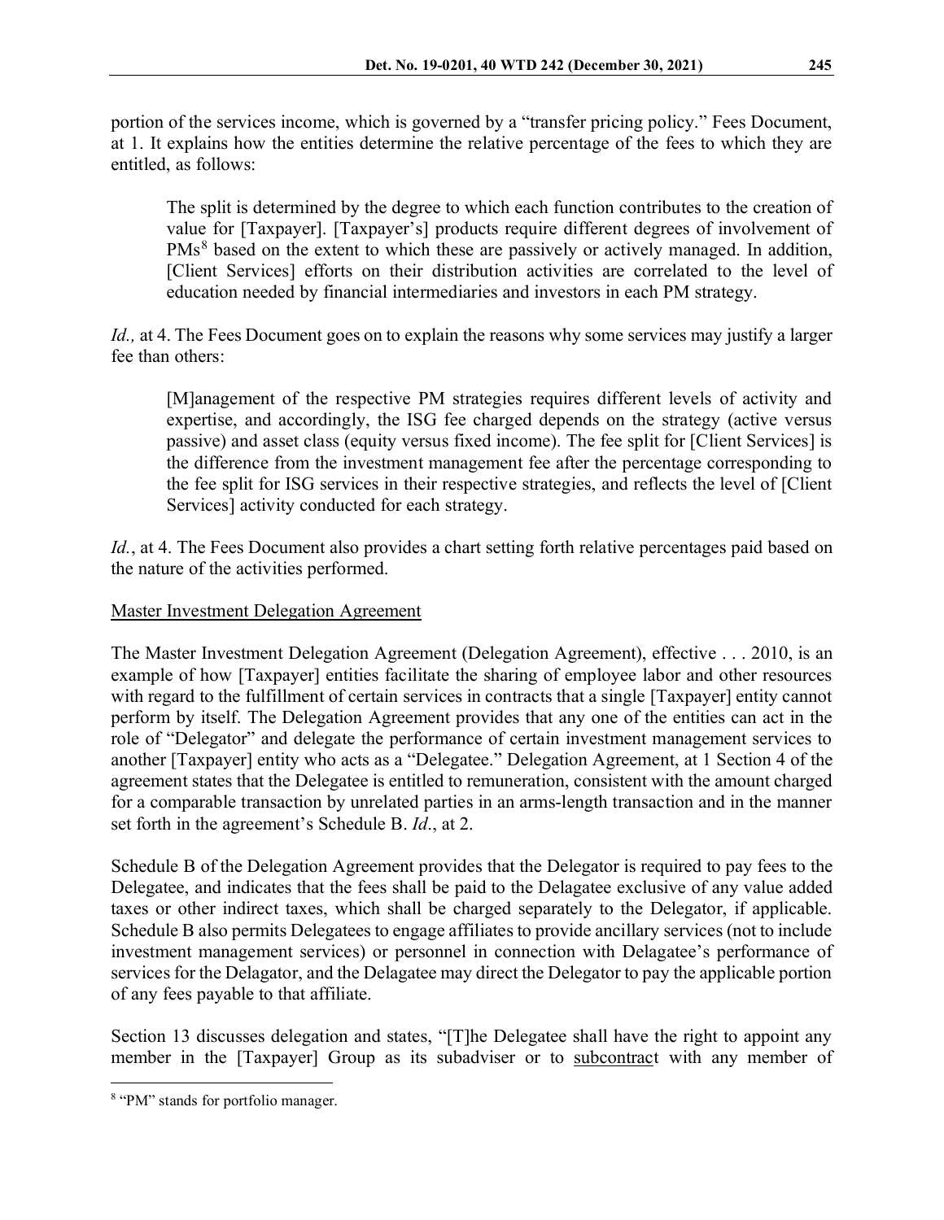portion of the services income, which is governed by a "transfer pricing policy." Fees Document, at 1. It explains how the entities determine the relative percentage of the fees to which they are entitled, as follows:

> The split is determined by the degree to which each function contributes to the creation of value for [Taxpayer]. [Taxpayer's] products require different degrees of involvement of PMs[8] based on the extent to which these are passively or actively managed. In addition, [Client Services] efforts on their distribution activities are correlated to the level of education needed by financial intermediaries and investors in each PM strategy.

*Id.,* at 4. The Fees Document goes on to explain the reasons why some services may justify a larger fee than others:

> [M]anagement of the respective PM strategies requires different levels of activity and expertise, and accordingly, the ISG fee charged depends on the strategy (active versus passive) and asset class (equity versus fixed income). The fee split for [Client Services] is the difference from the investment management fee after the percentage corresponding to the fee split for ISG services in their respective strategies, and reflects the level of [Client Services] activity conducted for each strategy.

*Id.*, at 4. The Fees Document also provides a chart setting forth relative percentages paid based on the nature of the activities performed.

Master Investment Delegation Agreement

The Master Investment Delegation Agreement (Delegation Agreement), effective . . . 2010, is an example of how [Taxpayer] entities facilitate the sharing of employee labor and other resources with regard to the fulfillment of certain services in contracts that a single [Taxpayer] entity cannot perform by itself. The Delegation Agreement provides that any one of the entities can act in the role of "Delegator" and delegate the performance of certain investment management services to another [Taxpayer] entity who acts as a "Delegatee." Delegation Agreement, at 1 Section 4 of the agreement states that the Delegatee is entitled to remuneration, consistent with the amount charged for a comparable transaction by unrelated parties in an arms-length transaction and in the manner set forth in the agreement's Schedule B. *Id*., at 2.

Schedule B of the Delegation Agreement provides that the Delegator is required to pay fees to the Delegatee, and indicates that the fees shall be paid to the Delagatee exclusive of any value added taxes or other indirect taxes, which shall be charged separately to the Delegator, if applicable. Schedule B also permits Delegatees to engage affiliates to provide ancillary services (not to include investment management services) or personnel in connection with Delagatee's performance of services for the Delagator, and the Delagatee may direct the Delegator to pay the applicable portion of any fees payable to that affiliate.

Section 13 discusses delegation and states, "[T]he Delegatee shall have the right to appoint any member in the [Taxpayer] Group as its subadviser or to subcontract with any member of

[8] "PM" stands for portfolio manager.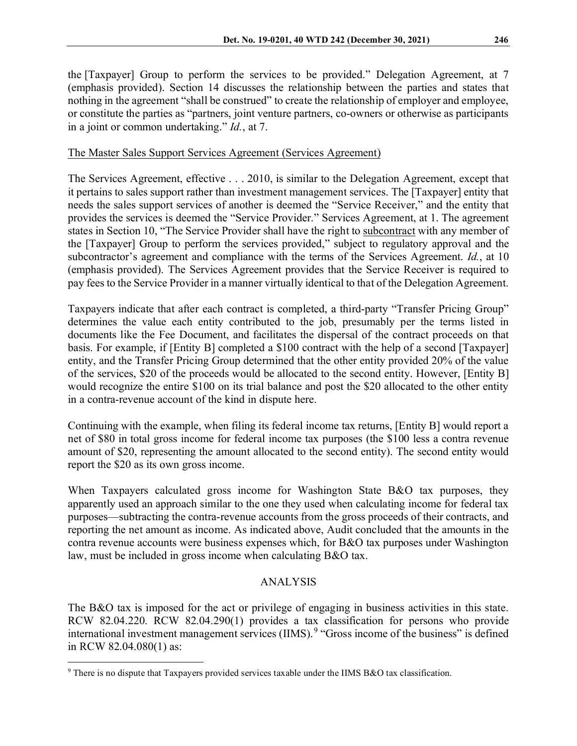the [Taxpayer] Group to perform the services to be provided." Delegation Agreement, at 7 (emphasis provided). Section 14 discusses the relationship between the parties and states that nothing in the agreement "shall be construed" to create the relationship of employer and employee, or constitute the parties as "partners, joint venture partners, co-owners or otherwise as participants in a joint or common undertaking." *Id.*, at 7.

The Master Sales Support Services Agreement (Services Agreement)

The Services Agreement, effective . . . 2010, is similar to the Delegation Agreement, except that it pertains to sales support rather than investment management services. The [Taxpayer] entity that needs the sales support services of another is deemed the "Service Receiver," and the entity that provides the services is deemed the "Service Provider." Services Agreement, at 1. The agreement states in Section 10, "The Service Provider shall have the right to subcontract with any member of the [Taxpayer] Group to perform the services provided," subject to regulatory approval and the subcontractor's agreement and compliance with the terms of the Services Agreement. *Id.*, at 10 (emphasis provided). The Services Agreement provides that the Service Receiver is required to pay fees to the Service Provider in a manner virtually identical to that of the Delegation Agreement.

Taxpayers indicate that after each contract is completed, a third-party "Transfer Pricing Group" determines the value each entity contributed to the job, presumably per the terms listed in documents like the Fee Document, and facilitates the dispersal of the contract proceeds on that basis. For example, if [Entity B] completed a $100 contract with the help of a second [Taxpayer] entity, and the Transfer Pricing Group determined that the other entity provided 20% of the value of the services, $20 of the proceeds would be allocated to the second entity. However, [Entity B] would recognize the entire $100 on its trial balance and post the $20 allocated to the other entity in a contra-revenue account of the kind in dispute here.

Continuing with the example, when filing its federal income tax returns, [Entity B] would report a net of $80 in total gross income for federal income tax purposes (the $100 less a contra revenue amount of $20, representing the amount allocated to the second entity). The second entity would report the $20 as its own gross income.

When Taxpayers calculated gross income for Washington State B&O tax purposes, they apparently used an approach similar to the one they used when calculating income for federal tax purposes—subtracting the contra-revenue accounts from the gross proceeds of their contracts, and reporting the net amount as income. As indicated above, Audit concluded that the amounts in the contra revenue accounts were business expenses which, for B&O tax purposes under Washington law, must be included in gross income when calculating B&O tax.

## ANALYSIS

The B&O tax is imposed for the act or privilege of engaging in business activities in this state. RCW 82.04.220. RCW 82.04.290(1) provides a tax classification for persons who provide international investment management services (IIMS).[9] "Gross income of the business" is defined in RCW 82.04.080(1) as:

[9] There is no dispute that Taxpayers provided services taxable under the IIMS B&O tax classification.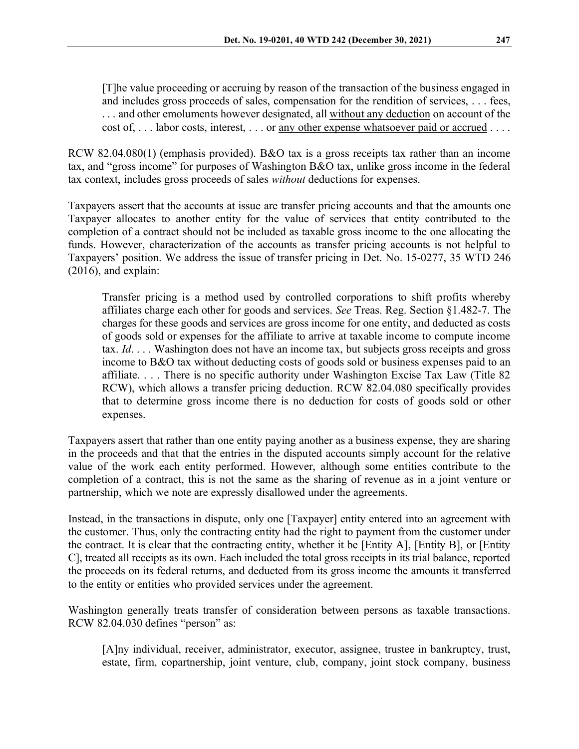> [T]he value proceeding or accruing by reason of the transaction of the business engaged in and includes gross proceeds of sales, compensation for the rendition of services, . . . fees, . . . and other emoluments however designated, all without any deduction on account of the cost of, . . . labor costs, interest, . . . or any other expense whatsoever paid or accrued . . . .

RCW 82.04.080(1) (emphasis provided). B&O tax is a gross receipts tax rather than an income tax, and "gross income" for purposes of Washington B&O tax, unlike gross income in the federal tax context, includes gross proceeds of sales *without* deductions for expenses.

Taxpayers assert that the accounts at issue are transfer pricing accounts and that the amounts one Taxpayer allocates to another entity for the value of services that entity contributed to the completion of a contract should not be included as taxable gross income to the one allocating the funds. However, characterization of the accounts as transfer pricing accounts is not helpful to Taxpayers' position. We address the issue of transfer pricing in Det. No. 15-0277, 35 WTD 246 (2016), and explain:

> Transfer pricing is a method used by controlled corporations to shift profits whereby affiliates charge each other for goods and services. *See* Treas. Reg. Section §1.482-7. The charges for these goods and services are gross income for one entity, and deducted as costs of goods sold or expenses for the affiliate to arrive at taxable income to compute income tax. *Id*. . . . Washington does not have an income tax, but subjects gross receipts and gross income to B&O tax without deducting costs of goods sold or business expenses paid to an affiliate. . . . There is no specific authority under Washington Excise Tax Law (Title 82 RCW), which allows a transfer pricing deduction. RCW 82.04.080 specifically provides that to determine gross income there is no deduction for costs of goods sold or other expenses.

Taxpayers assert that rather than one entity paying another as a business expense, they are sharing in the proceeds and that that the entries in the disputed accounts simply account for the relative value of the work each entity performed. However, although some entities contribute to the completion of a contract, this is not the same as the sharing of revenue as in a joint venture or partnership, which we note are expressly disallowed under the agreements.

Instead, in the transactions in dispute, only one [Taxpayer] entity entered into an agreement with the customer. Thus, only the contracting entity had the right to payment from the customer under the contract. It is clear that the contracting entity, whether it be [Entity A], [Entity B], or [Entity C], treated all receipts as its own. Each included the total gross receipts in its trial balance, reported the proceeds on its federal returns, and deducted from its gross income the amounts it transferred to the entity or entities who provided services under the agreement.

Washington generally treats transfer of consideration between persons as taxable transactions. RCW 82.04.030 defines "person" as:

> [A]ny individual, receiver, administrator, executor, assignee, trustee in bankruptcy, trust, estate, firm, copartnership, joint venture, club, company, joint stock company, business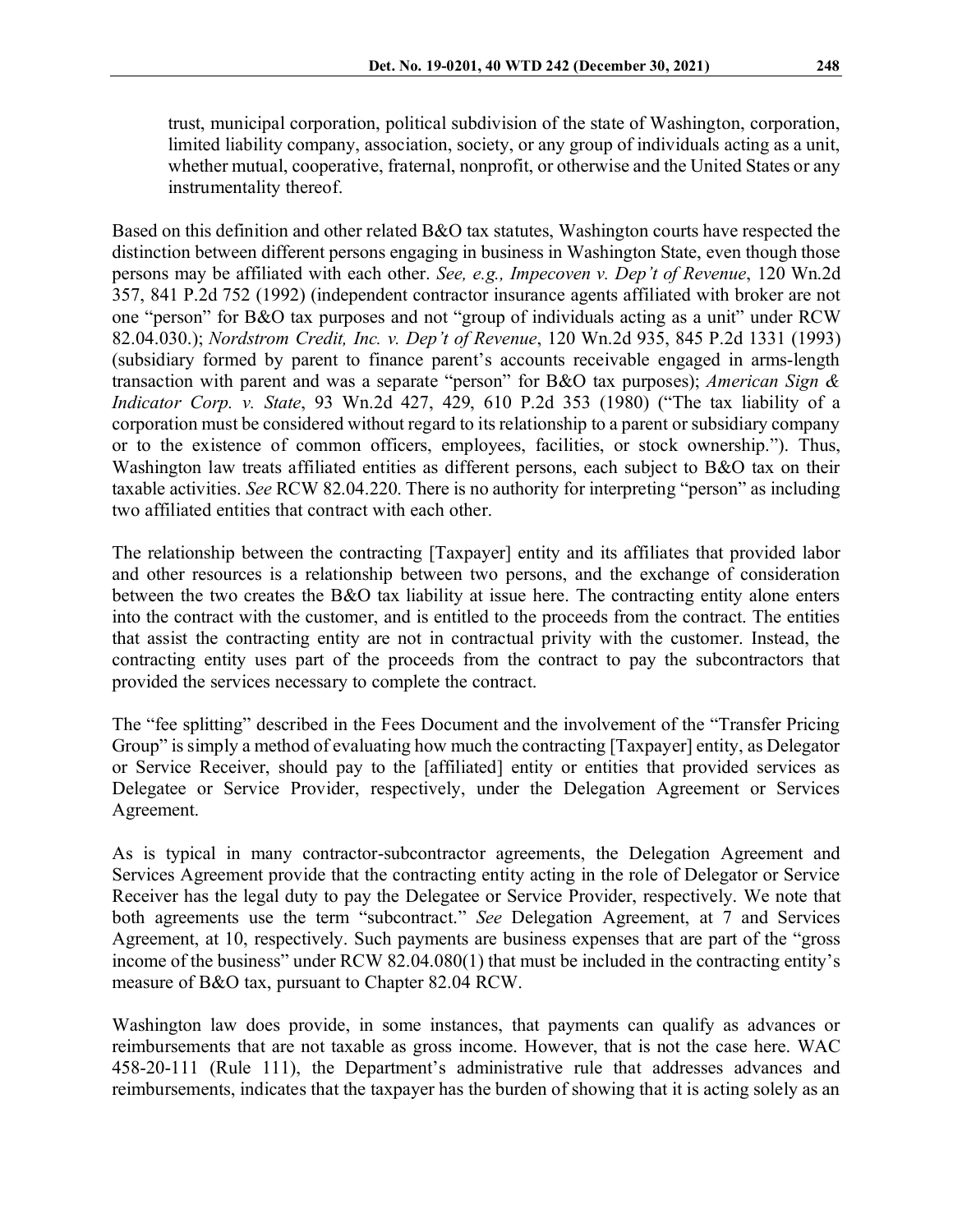> trust, municipal corporation, political subdivision of the state of Washington, corporation, limited liability company, association, society, or any group of individuals acting as a unit, whether mutual, cooperative, fraternal, nonprofit, or otherwise and the United States or any instrumentality thereof.

Based on this definition and other related B&O tax statutes, Washington courts have respected the distinction between different persons engaging in business in Washington State, even though those persons may be affiliated with each other. *See, e.g., Impecoven v. Dep't of Revenue*, 120 Wn.2d 357, 841 P.2d 752 (1992) (independent contractor insurance agents affiliated with broker are not one "person" for B&O tax purposes and not "group of individuals acting as a unit" under RCW 82.04.030.); *Nordstrom Credit, Inc. v. Dep't of Revenue*, 120 Wn.2d 935, 845 P.2d 1331 (1993) (subsidiary formed by parent to finance parent's accounts receivable engaged in arms-length transaction with parent and was a separate "person" for B&O tax purposes); *American Sign & Indicator Corp. v. State*, 93 Wn.2d 427, 429, 610 P.2d 353 (1980) ("The tax liability of a corporation must be considered without regard to its relationship to a parent or subsidiary company or to the existence of common officers, employees, facilities, or stock ownership."). Thus, Washington law treats affiliated entities as different persons, each subject to B&O tax on their taxable activities. *See* RCW 82.04.220. There is no authority for interpreting "person" as including two affiliated entities that contract with each other.

The relationship between the contracting [Taxpayer] entity and its affiliates that provided labor and other resources is a relationship between two persons, and the exchange of consideration between the two creates the B&O tax liability at issue here. The contracting entity alone enters into the contract with the customer, and is entitled to the proceeds from the contract. The entities that assist the contracting entity are not in contractual privity with the customer. Instead, the contracting entity uses part of the proceeds from the contract to pay the subcontractors that provided the services necessary to complete the contract.

The "fee splitting" described in the Fees Document and the involvement of the "Transfer Pricing Group" is simply a method of evaluating how much the contracting [Taxpayer] entity, as Delegator or Service Receiver, should pay to the [affiliated] entity or entities that provided services as Delegatee or Service Provider, respectively, under the Delegation Agreement or Services Agreement.

As is typical in many contractor-subcontractor agreements, the Delegation Agreement and Services Agreement provide that the contracting entity acting in the role of Delegator or Service Receiver has the legal duty to pay the Delegatee or Service Provider, respectively. We note that both agreements use the term "subcontract." *See* Delegation Agreement, at 7 and Services Agreement, at 10, respectively. Such payments are business expenses that are part of the "gross income of the business" under RCW 82.04.080(1) that must be included in the contracting entity's measure of B&O tax, pursuant to Chapter 82.04 RCW.

Washington law does provide, in some instances, that payments can qualify as advances or reimbursements that are not taxable as gross income. However, that is not the case here. WAC 458-20-111 (Rule 111), the Department's administrative rule that addresses advances and reimbursements, indicates that the taxpayer has the burden of showing that it is acting solely as an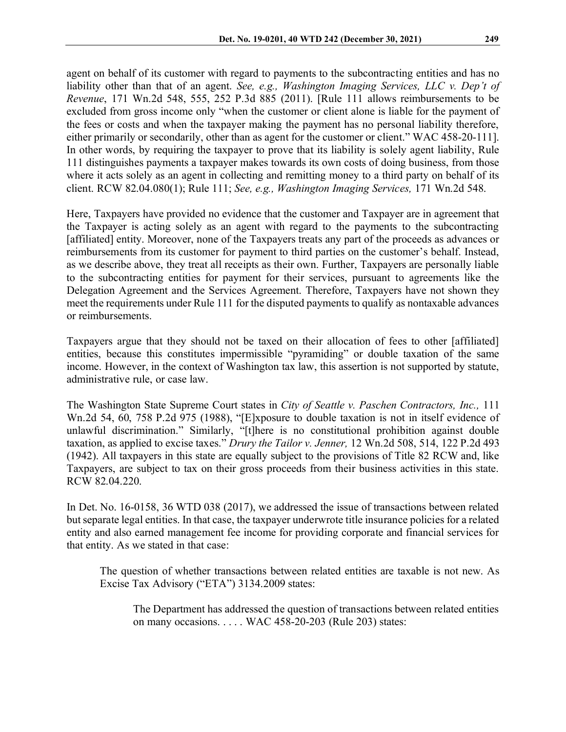agent on behalf of its customer with regard to payments to the subcontracting entities and has no liability other than that of an agent. *See, e.g., Washington Imaging Services, LLC v. Dep't of Revenue*, 171 Wn.2d 548, 555, 252 P.3d 885 (2011). [Rule 111 allows reimbursements to be excluded from gross income only "when the customer or client alone is liable for the payment of the fees or costs and when the taxpayer making the payment has no personal liability therefore, either primarily or secondarily, other than as agent for the customer or client." WAC 458-20-111]. In other words, by requiring the taxpayer to prove that its liability is solely agent liability, Rule 111 distinguishes payments a taxpayer makes towards its own costs of doing business, from those where it acts solely as an agent in collecting and remitting money to a third party on behalf of its client. RCW 82.04.080(1); Rule 111; *See, e.g., Washington Imaging Services,* 171 Wn.2d 548.

Here, Taxpayers have provided no evidence that the customer and Taxpayer are in agreement that the Taxpayer is acting solely as an agent with regard to the payments to the subcontracting [affiliated] entity. Moreover, none of the Taxpayers treats any part of the proceeds as advances or reimbursements from its customer for payment to third parties on the customer's behalf. Instead, as we describe above, they treat all receipts as their own. Further, Taxpayers are personally liable to the subcontracting entities for payment for their services, pursuant to agreements like the Delegation Agreement and the Services Agreement. Therefore, Taxpayers have not shown they meet the requirements under Rule 111 for the disputed payments to qualify as nontaxable advances or reimbursements.

Taxpayers argue that they should not be taxed on their allocation of fees to other [affiliated] entities, because this constitutes impermissible "pyramiding" or double taxation of the same income. However, in the context of Washington tax law, this assertion is not supported by statute, administrative rule, or case law.

The Washington State Supreme Court states in *City of Seattle v. Paschen Contractors, Inc.,* 111 Wn.2d 54, 60, 758 P.2d 975 (1988), "[E]xposure to double taxation is not in itself evidence of unlawful discrimination." Similarly, "[t]here is no constitutional prohibition against double taxation, as applied to excise taxes." *Drury the Tailor v. Jenner,* 12 Wn.2d 508, 514, 122 P.2d 493 (1942). All taxpayers in this state are equally subject to the provisions of Title 82 RCW and, like Taxpayers, are subject to tax on their gross proceeds from their business activities in this state. RCW 82.04.220.

In Det. No. 16-0158, 36 WTD 038 (2017), we addressed the issue of transactions between related but separate legal entities. In that case, the taxpayer underwrote title insurance policies for a related entity and also earned management fee income for providing corporate and financial services for that entity. As we stated in that case:

> The question of whether transactions between related entities are taxable is not new. As Excise Tax Advisory ("ETA") 3134.2009 states:
>
> > The Department has addressed the question of transactions between related entities on many occasions. . . . . WAC 458-20-203 (Rule 203) states: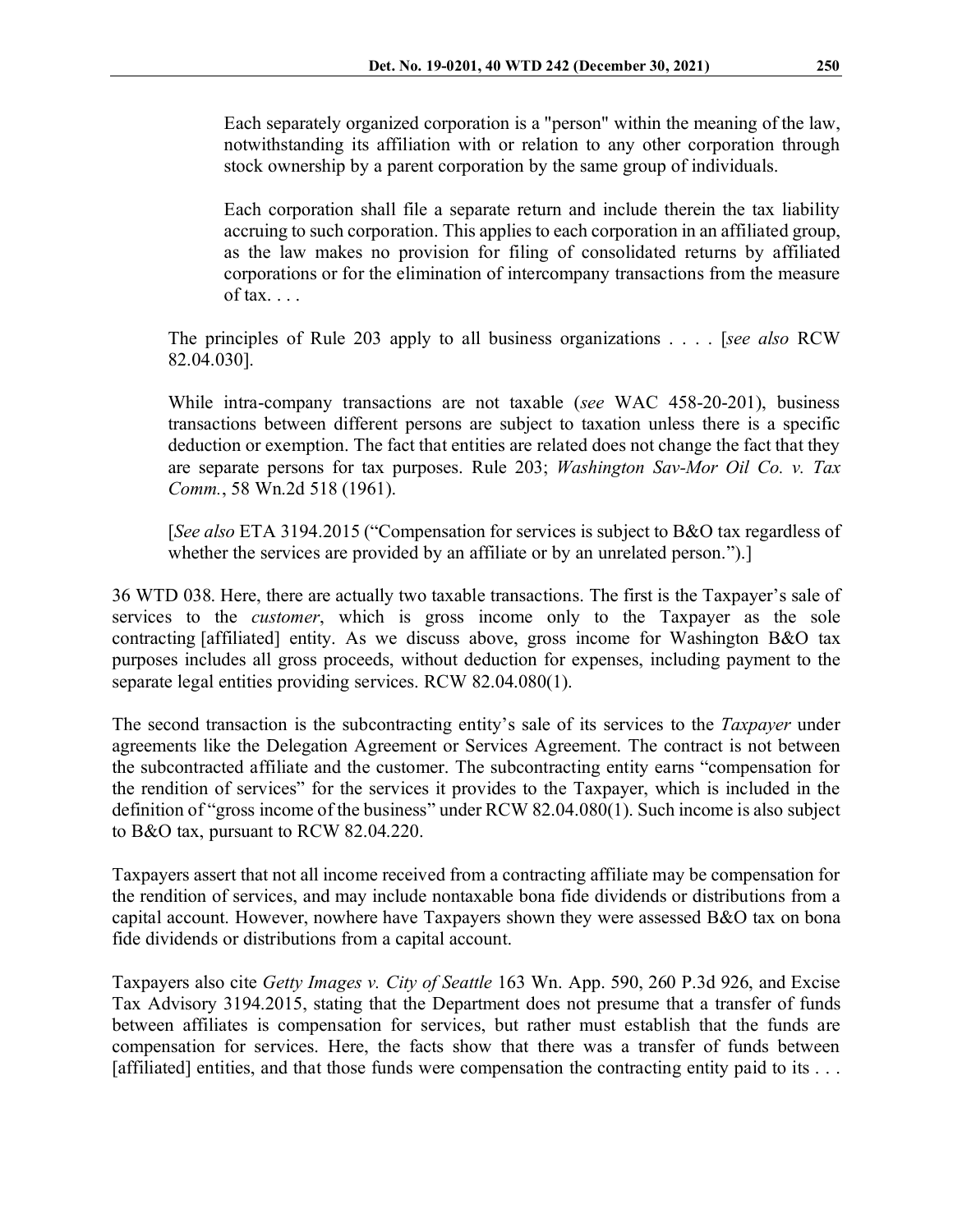> Each separately organized corporation is a "person" within the meaning of the law, notwithstanding its affiliation with or relation to any other corporation through stock ownership by a parent corporation by the same group of individuals.
>
> Each corporation shall file a separate return and include therein the tax liability accruing to such corporation. This applies to each corporation in an affiliated group, as the law makes no provision for filing of consolidated returns by affiliated corporations or for the elimination of intercompany transactions from the measure of tax. . . .

> The principles of Rule 203 apply to all business organizations . . . . [*see also* RCW 82.04.030].
>
> While intra-company transactions are not taxable (*see* WAC 458-20-201), business transactions between different persons are subject to taxation unless there is a specific deduction or exemption. The fact that entities are related does not change the fact that they are separate persons for tax purposes. Rule 203; *Washington Sav-Mor Oil Co. v. Tax Comm.*, 58 Wn.2d 518 (1961).
>
> [*See also* ETA 3194.2015 ("Compensation for services is subject to B&O tax regardless of whether the services are provided by an affiliate or by an unrelated person.").]

36 WTD 038. Here, there are actually two taxable transactions. The first is the Taxpayer's sale of services to the *customer*, which is gross income only to the Taxpayer as the sole contracting [affiliated] entity. As we discuss above, gross income for Washington B&O tax purposes includes all gross proceeds, without deduction for expenses, including payment to the separate legal entities providing services. RCW 82.04.080(1).

The second transaction is the subcontracting entity's sale of its services to the *Taxpayer* under agreements like the Delegation Agreement or Services Agreement. The contract is not between the subcontracted affiliate and the customer. The subcontracting entity earns "compensation for the rendition of services" for the services it provides to the Taxpayer, which is included in the definition of "gross income of the business" under RCW 82.04.080(1). Such income is also subject to B&O tax, pursuant to RCW 82.04.220.

Taxpayers assert that not all income received from a contracting affiliate may be compensation for the rendition of services, and may include nontaxable bona fide dividends or distributions from a capital account. However, nowhere have Taxpayers shown they were assessed B&O tax on bona fide dividends or distributions from a capital account.

Taxpayers also cite *Getty Images v. City of Seattle* 163 Wn. App. 590, 260 P.3d 926, and Excise Tax Advisory 3194.2015, stating that the Department does not presume that a transfer of funds between affiliates is compensation for services, but rather must establish that the funds are compensation for services. Here, the facts show that there was a transfer of funds between [affiliated] entities, and that those funds were compensation the contracting entity paid to its . . .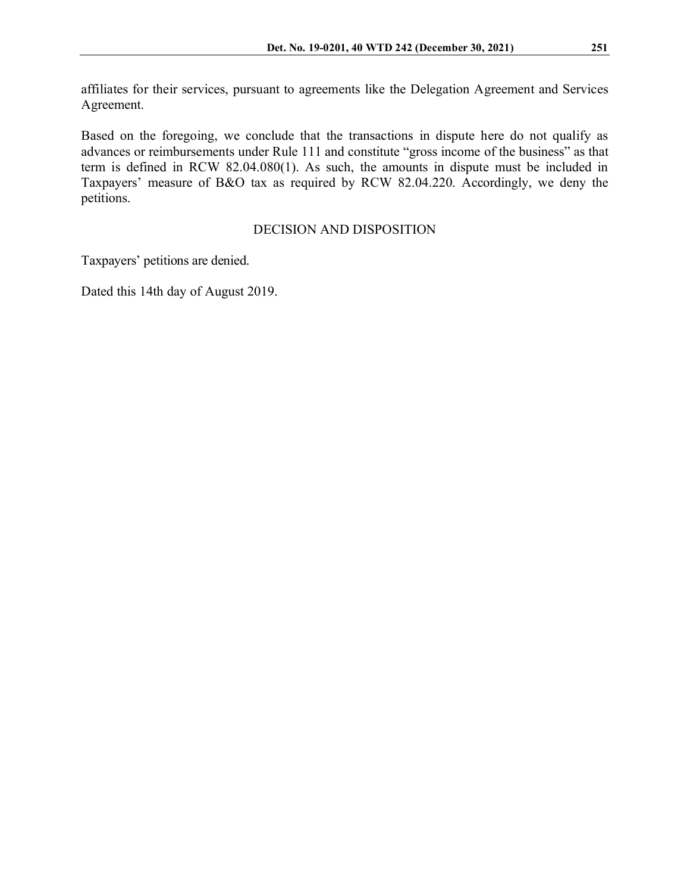affiliates for their services, pursuant to agreements like the Delegation Agreement and Services Agreement.

Based on the foregoing, we conclude that the transactions in dispute here do not qualify as advances or reimbursements under Rule 111 and constitute "gross income of the business" as that term is defined in RCW 82.04.080(1). As such, the amounts in dispute must be included in Taxpayers' measure of B&O tax as required by RCW 82.04.220. Accordingly, we deny the petitions.

## DECISION AND DISPOSITION

Taxpayers' petitions are denied.

Dated this 14th day of August 2019.